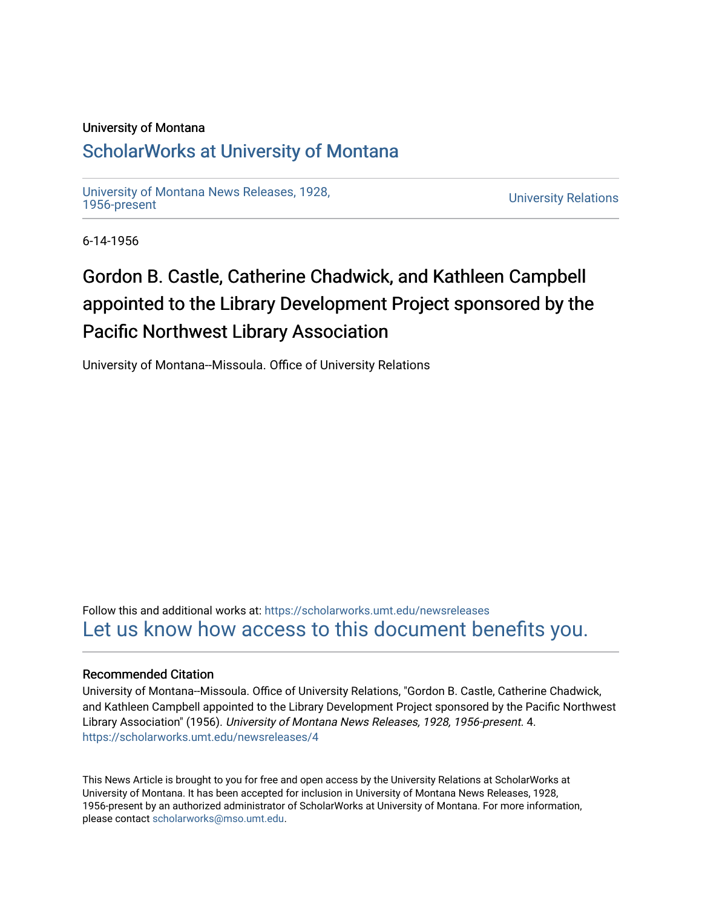University of Montana

# ScholarWorks at University of Montana

University of Montana News Releases, 1928, 1956-present

University Relations

6-14-1956

## Gordon B. Castle, Catherine Chadwick, and Kathleen Campbell appointed to the Library Development Project sponsored by the Pacific Northwest Library Association

University of Montana--Missoula. Office of University Relations

Follow this and additional works at: https://scholarworks.umt.edu/newsreleases

Let us know how access to this document benefits you.

### Recommended Citation

University of Montana--Missoula. Office of University Relations, "Gordon B. Castle, Catherine Chadwick, and Kathleen Campbell appointed to the Library Development Project sponsored by the Pacific Northwest Library Association" (1956). *University of Montana News Releases, 1928, 1956-present*. 4.
https://scholarworks.umt.edu/newsreleases/4

This News Article is brought to you for free and open access by the University Relations at ScholarWorks at University of Montana. It has been accepted for inclusion in University of Montana News Releases, 1928, 1956-present by an authorized administrator of ScholarWorks at University of Montana. For more information, please contact scholarworks@mso.umt.edu.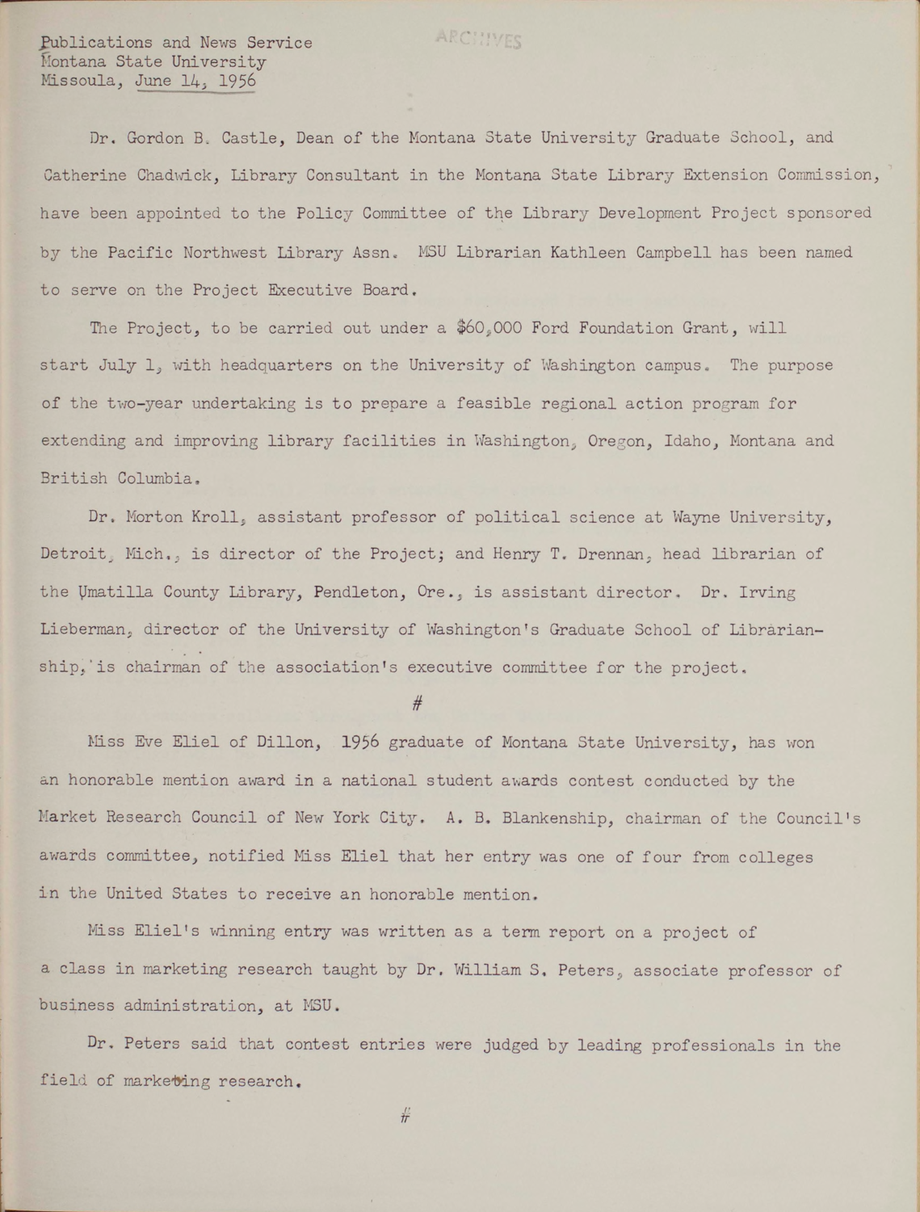Publications and News Service
Montana State University
Missoula, June 14, 1956

Dr. Gordon B. Castle, Dean of the Montana State University Graduate School, and Catherine Chadwick, Library Consultant in the Montana State Library Extension Commission, have been appointed to the Policy Committee of the Library Development Project sponsored by the Pacific Northwest Library Assn. MSU Librarian Kathleen Campbell has been named to serve on the Project Executive Board.

The Project, to be carried out under a $60,000 Ford Foundation Grant, will start July 1, with headquarters on the University of Washington campus. The purpose of the two-year undertaking is to prepare a feasible regional action program for extending and improving library facilities in Washington, Oregon, Idaho, Montana and British Columbia.

Dr. Morton Kroll, assistant professor of political science at Wayne University, Detroit, Mich., is director of the Project; and Henry T. Drennan, head librarian of the Umatilla County Library, Pendleton, Ore., is assistant director. Dr. Irving Lieberman, director of the University of Washington's Graduate School of Librarianship, is chairman of the association's executive committee for the project.

#

Miss Eve Eliel of Dillon, 1956 graduate of Montana State University, has won an honorable mention award in a national student awards contest conducted by the Market Research Council of New York City. A. B. Blankenship, chairman of the Council's awards committee, notified Miss Eliel that her entry was one of four from colleges in the United States to receive an honorable mention.

Miss Eliel's winning entry was written as a term report on a project of a class in marketing research taught by Dr. William S. Peters, associate professor of business administration, at MSU.

Dr. Peters said that contest entries were judged by leading professionals in the field of marketing research.

#